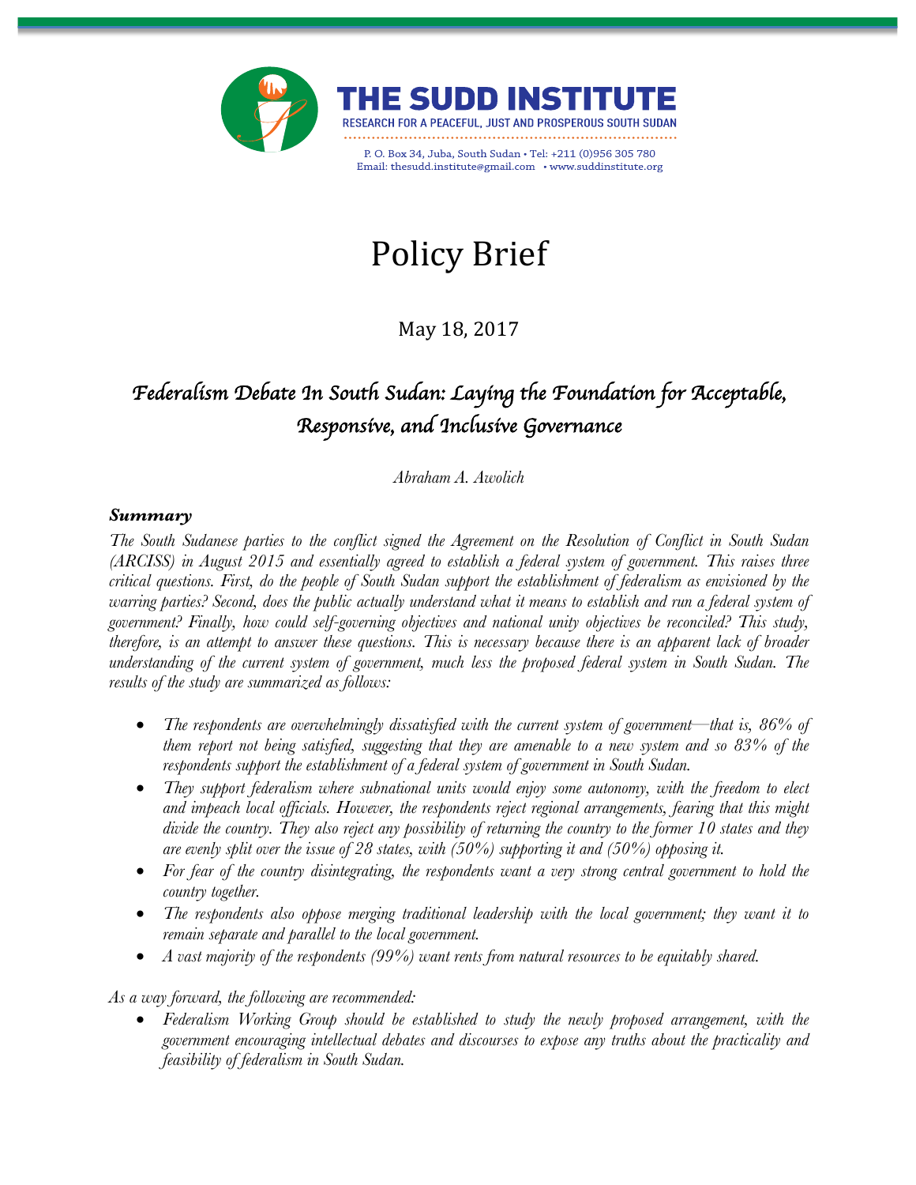# THE SUDD INSTITUTE

RESEARCH FOR A PEACEFUL, JUST AND PROSPEROUS SOUTH SUDAN

P. O. Box 34, Juba, South Sudan • Tel: +211 (0)956 305 780
Email: thesudd.institute@gmail.com • www.suddinstitute.org

# Policy Brief

May 18, 2017

## *Federalism Debate In South Sudan: Laying the Foundation for Acceptable, Responsive, and Inclusive Governance*

*Abraham A. Awolich*

### *Summary*

*The South Sudanese parties to the conflict signed the Agreement on the Resolution of Conflict in South Sudan (ARCISS) in August 2015 and essentially agreed to establish a federal system of government. This raises three critical questions. First, do the people of South Sudan support the establishment of federalism as envisioned by the warring parties? Second, does the public actually understand what it means to establish and run a federal system of government? Finally, how could self-governing objectives and national unity objectives be reconciled? This study, therefore, is an attempt to answer these questions. This is necessary because there is an apparent lack of broader understanding of the current system of government, much less the proposed federal system in South Sudan. The results of the study are summarized as follows:*

- *The respondents are overwhelmingly dissatisfied with the current system of government—that is, 86% of them report not being satisfied, suggesting that they are amenable to a new system and so 83% of the respondents support the establishment of a federal system of government in South Sudan.*
- *They support federalism where subnational units would enjoy some autonomy, with the freedom to elect and impeach local officials. However, the respondents reject regional arrangements, fearing that this might divide the country. They also reject any possibility of returning the country to the former 10 states and they are evenly split over the issue of 28 states, with (50%) supporting it and (50%) opposing it.*
- *For fear of the country disintegrating, the respondents want a very strong central government to hold the country together.*
- *The respondents also oppose merging traditional leadership with the local government; they want it to remain separate and parallel to the local government.*
- *A vast majority of the respondents (99%) want rents from natural resources to be equitably shared.*

*As a way forward, the following are recommended:*

- *Federalism Working Group should be established to study the newly proposed arrangement, with the government encouraging intellectual debates and discourses to expose any truths about the practicality and feasibility of federalism in South Sudan.*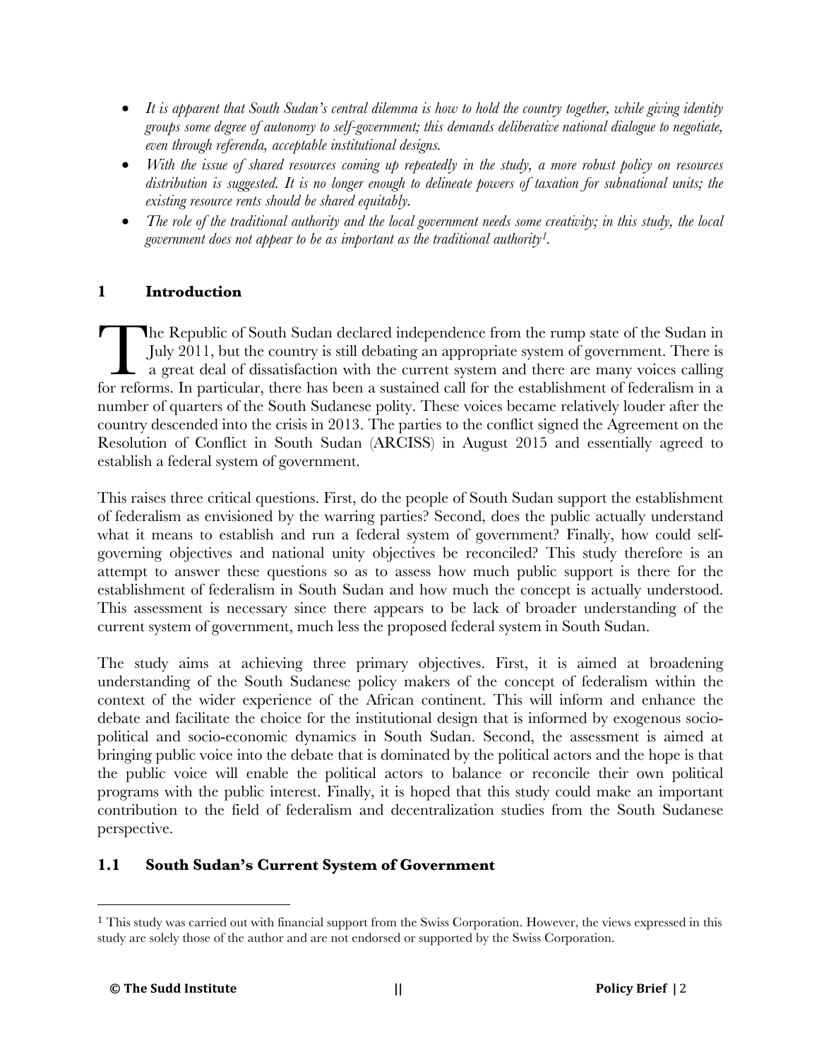- *It is apparent that South Sudan's central dilemma is how to hold the country together, while giving identity groups some degree of autonomy to self-government; this demands deliberative national dialogue to negotiate, even through referenda, acceptable institutional designs.*
- *With the issue of shared resources coming up repeatedly in the study, a more robust policy on resources distribution is suggested. It is no longer enough to delineate powers of taxation for subnational units; the existing resource rents should be shared equitably.*
- *The role of the traditional authority and the local government needs some creativity; in this study, the local government does not appear to be as important as the traditional authority*[1].

## 1 Introduction

The Republic of South Sudan declared independence from the rump state of the Sudan in July 2011, but the country is still debating an appropriate system of government. There is a great deal of dissatisfaction with the current system and there are many voices calling for reforms. In particular, there has been a sustained call for the establishment of federalism in a number of quarters of the South Sudanese polity. These voices became relatively louder after the country descended into the crisis in 2013. The parties to the conflict signed the Agreement on the Resolution of Conflict in South Sudan (ARCISS) in August 2015 and essentially agreed to establish a federal system of government.

This raises three critical questions. First, do the people of South Sudan support the establishment of federalism as envisioned by the warring parties? Second, does the public actually understand what it means to establish and run a federal system of government? Finally, how could self-governing objectives and national unity objectives be reconciled? This study therefore is an attempt to answer these questions so as to assess how much public support is there for the establishment of federalism in South Sudan and how much the concept is actually understood. This assessment is necessary since there appears to be lack of broader understanding of the current system of government, much less the proposed federal system in South Sudan.

The study aims at achieving three primary objectives. First, it is aimed at broadening understanding of the South Sudanese policy makers of the concept of federalism within the context of the wider experience of the African continent. This will inform and enhance the debate and facilitate the choice for the institutional design that is informed by exogenous socio-political and socio-economic dynamics in South Sudan. Second, the assessment is aimed at bringing public voice into the debate that is dominated by the political actors and the hope is that the public voice will enable the political actors to balance or reconcile their own political programs with the public interest. Finally, it is hoped that this study could make an important contribution to the field of federalism and decentralization studies from the South Sudanese perspective.

### 1.1 South Sudan's Current System of Government

[1] This study was carried out with financial support from the Swiss Corporation. However, the views expressed in this study are solely those of the author and are not endorsed or supported by the Swiss Corporation.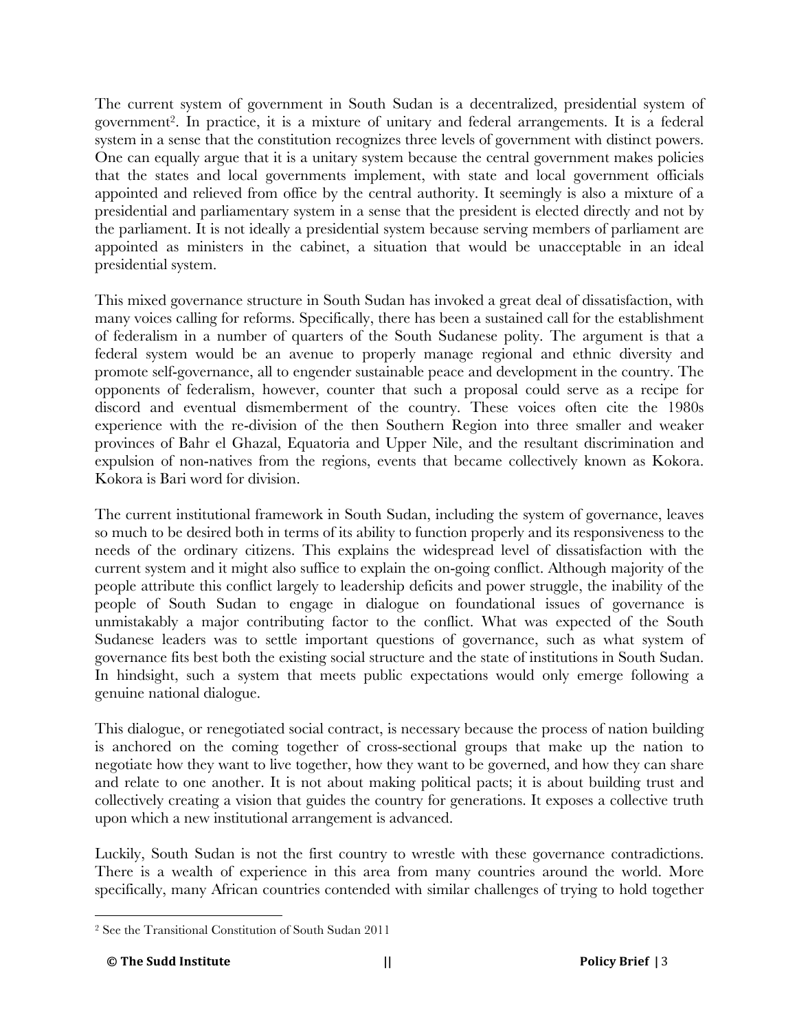The current system of government in South Sudan is a decentralized, presidential system of government[2]. In practice, it is a mixture of unitary and federal arrangements. It is a federal system in a sense that the constitution recognizes three levels of government with distinct powers. One can equally argue that it is a unitary system because the central government makes policies that the states and local governments implement, with state and local government officials appointed and relieved from office by the central authority. It seemingly is also a mixture of a presidential and parliamentary system in a sense that the president is elected directly and not by the parliament. It is not ideally a presidential system because serving members of parliament are appointed as ministers in the cabinet, a situation that would be unacceptable in an ideal presidential system.

This mixed governance structure in South Sudan has invoked a great deal of dissatisfaction, with many voices calling for reforms. Specifically, there has been a sustained call for the establishment of federalism in a number of quarters of the South Sudanese polity. The argument is that a federal system would be an avenue to properly manage regional and ethnic diversity and promote self-governance, all to engender sustainable peace and development in the country. The opponents of federalism, however, counter that such a proposal could serve as a recipe for discord and eventual dismemberment of the country. These voices often cite the 1980s experience with the re-division of the then Southern Region into three smaller and weaker provinces of Bahr el Ghazal, Equatoria and Upper Nile, and the resultant discrimination and expulsion of non-natives from the regions, events that became collectively known as Kokora. Kokora is Bari word for division.

The current institutional framework in South Sudan, including the system of governance, leaves so much to be desired both in terms of its ability to function properly and its responsiveness to the needs of the ordinary citizens. This explains the widespread level of dissatisfaction with the current system and it might also suffice to explain the on-going conflict. Although majority of the people attribute this conflict largely to leadership deficits and power struggle, the inability of the people of South Sudan to engage in dialogue on foundational issues of governance is unmistakably a major contributing factor to the conflict. What was expected of the South Sudanese leaders was to settle important questions of governance, such as what system of governance fits best both the existing social structure and the state of institutions in South Sudan. In hindsight, such a system that meets public expectations would only emerge following a genuine national dialogue.

This dialogue, or renegotiated social contract, is necessary because the process of nation building is anchored on the coming together of cross-sectional groups that make up the nation to negotiate how they want to live together, how they want to be governed, and how they can share and relate to one another. It is not about making political pacts; it is about building trust and collectively creating a vision that guides the country for generations. It exposes a collective truth upon which a new institutional arrangement is advanced.

Luckily, South Sudan is not the first country to wrestle with these governance contradictions. There is a wealth of experience in this area from many countries around the world. More specifically, many African countries contended with similar challenges of trying to hold together

[2] See the Transitional Constitution of South Sudan 2011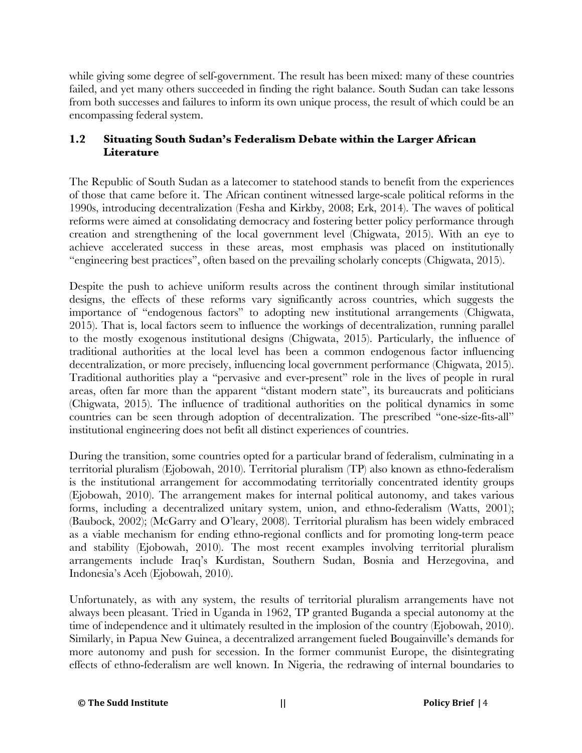while giving some degree of self-government. The result has been mixed: many of these countries failed, and yet many others succeeded in finding the right balance. South Sudan can take lessons from both successes and failures to inform its own unique process, the result of which could be an encompassing federal system.

### 1.2 Situating South Sudan's Federalism Debate within the Larger African Literature

The Republic of South Sudan as a latecomer to statehood stands to benefit from the experiences of those that came before it. The African continent witnessed large-scale political reforms in the 1990s, introducing decentralization (Fesha and Kirkby, 2008; Erk, 2014). The waves of political reforms were aimed at consolidating democracy and fostering better policy performance through creation and strengthening of the local government level (Chigwata, 2015). With an eye to achieve accelerated success in these areas, most emphasis was placed on institutionally "engineering best practices", often based on the prevailing scholarly concepts (Chigwata, 2015).

Despite the push to achieve uniform results across the continent through similar institutional designs, the effects of these reforms vary significantly across countries, which suggests the importance of "endogenous factors" to adopting new institutional arrangements (Chigwata, 2015). That is, local factors seem to influence the workings of decentralization, running parallel to the mostly exogenous institutional designs (Chigwata, 2015). Particularly, the influence of traditional authorities at the local level has been a common endogenous factor influencing decentralization, or more precisely, influencing local government performance (Chigwata, 2015). Traditional authorities play a "pervasive and ever-present" role in the lives of people in rural areas, often far more than the apparent "distant modern state", its bureaucrats and politicians (Chigwata, 2015). The influence of traditional authorities on the political dynamics in some countries can be seen through adoption of decentralization. The prescribed "one-size-fits-all" institutional engineering does not befit all distinct experiences of countries.

During the transition, some countries opted for a particular brand of federalism, culminating in a territorial pluralism (Ejobowah, 2010). Territorial pluralism (TP) also known as ethno-federalism is the institutional arrangement for accommodating territorially concentrated identity groups (Ejobowah, 2010). The arrangement makes for internal political autonomy, and takes various forms, including a decentralized unitary system, union, and ethno-federalism (Watts, 2001); (Baubock, 2002); (McGarry and O'leary, 2008). Territorial pluralism has been widely embraced as a viable mechanism for ending ethno-regional conflicts and for promoting long-term peace and stability (Ejobowah, 2010). The most recent examples involving territorial pluralism arrangements include Iraq's Kurdistan, Southern Sudan, Bosnia and Herzegovina, and Indonesia's Aceh (Ejobowah, 2010).

Unfortunately, as with any system, the results of territorial pluralism arrangements have not always been pleasant. Tried in Uganda in 1962, TP granted Buganda a special autonomy at the time of independence and it ultimately resulted in the implosion of the country (Ejobowah, 2010). Similarly, in Papua New Guinea, a decentralized arrangement fueled Bougainville's demands for more autonomy and push for secession. In the former communist Europe, the disintegrating effects of ethno-federalism are well known. In Nigeria, the redrawing of internal boundaries to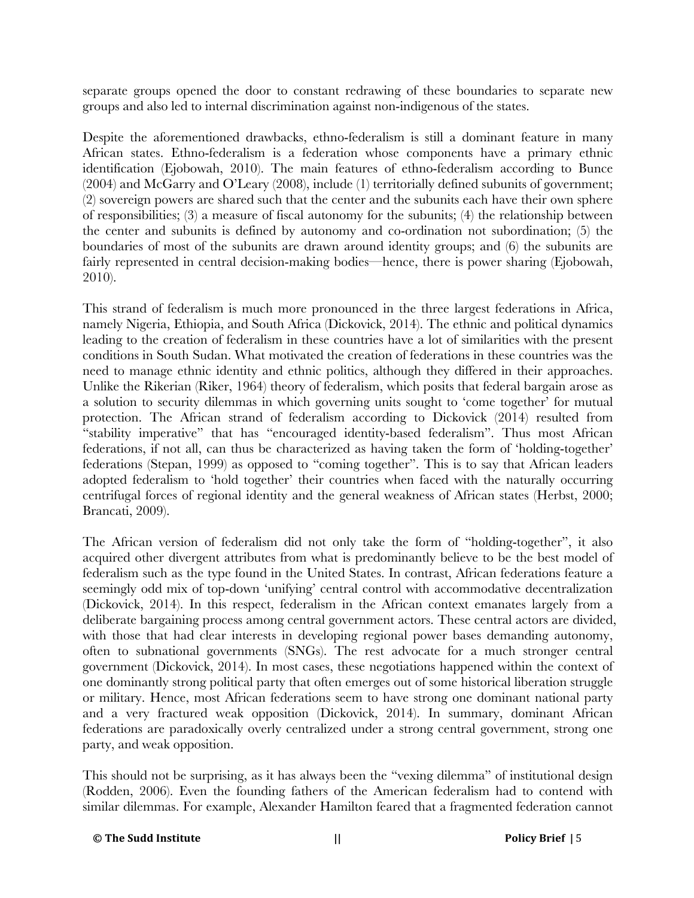separate groups opened the door to constant redrawing of these boundaries to separate new groups and also led to internal discrimination against non-indigenous of the states.

Despite the aforementioned drawbacks, ethno-federalism is still a dominant feature in many African states. Ethno-federalism is a federation whose components have a primary ethnic identification (Ejobowah, 2010). The main features of ethno-federalism according to Bunce (2004) and McGarry and O'Leary (2008), include (1) territorially defined subunits of government; (2) sovereign powers are shared such that the center and the subunits each have their own sphere of responsibilities; (3) a measure of fiscal autonomy for the subunits; (4) the relationship between the center and subunits is defined by autonomy and co-ordination not subordination; (5) the boundaries of most of the subunits are drawn around identity groups; and (6) the subunits are fairly represented in central decision-making bodies—hence, there is power sharing (Ejobowah, 2010).

This strand of federalism is much more pronounced in the three largest federations in Africa, namely Nigeria, Ethiopia, and South Africa (Dickovick, 2014). The ethnic and political dynamics leading to the creation of federalism in these countries have a lot of similarities with the present conditions in South Sudan. What motivated the creation of federations in these countries was the need to manage ethnic identity and ethnic politics, although they differed in their approaches. Unlike the Rikerian (Riker, 1964) theory of federalism, which posits that federal bargain arose as a solution to security dilemmas in which governing units sought to 'come together' for mutual protection. The African strand of federalism according to Dickovick (2014) resulted from "stability imperative" that has "encouraged identity-based federalism". Thus most African federations, if not all, can thus be characterized as having taken the form of 'holding-together' federations (Stepan, 1999) as opposed to "coming together". This is to say that African leaders adopted federalism to 'hold together' their countries when faced with the naturally occurring centrifugal forces of regional identity and the general weakness of African states (Herbst, 2000; Brancati, 2009).

The African version of federalism did not only take the form of "holding-together", it also acquired other divergent attributes from what is predominantly believe to be the best model of federalism such as the type found in the United States. In contrast, African federations feature a seemingly odd mix of top-down 'unifying' central control with accommodative decentralization (Dickovick, 2014). In this respect, federalism in the African context emanates largely from a deliberate bargaining process among central government actors. These central actors are divided, with those that had clear interests in developing regional power bases demanding autonomy, often to subnational governments (SNGs). The rest advocate for a much stronger central government (Dickovick, 2014). In most cases, these negotiations happened within the context of one dominantly strong political party that often emerges out of some historical liberation struggle or military. Hence, most African federations seem to have strong one dominant national party and a very fractured weak opposition (Dickovick, 2014). In summary, dominant African federations are paradoxically overly centralized under a strong central government, strong one party, and weak opposition.

This should not be surprising, as it has always been the "vexing dilemma" of institutional design (Rodden, 2006). Even the founding fathers of the American federalism had to contend with similar dilemmas. For example, Alexander Hamilton feared that a fragmented federation cannot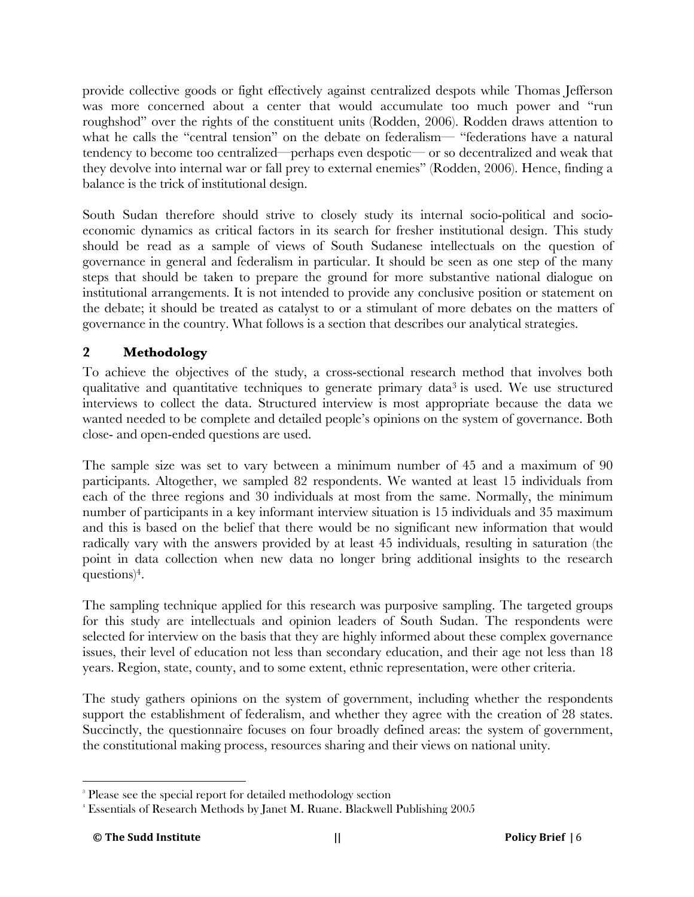provide collective goods or fight effectively against centralized despots while Thomas Jefferson was more concerned about a center that would accumulate too much power and "run roughshod" over the rights of the constituent units (Rodden, 2006). Rodden draws attention to what he calls the "central tension" on the debate on federalism— "federations have a natural tendency to become too centralized—perhaps even despotic— or so decentralized and weak that they devolve into internal war or fall prey to external enemies" (Rodden, 2006). Hence, finding a balance is the trick of institutional design.

South Sudan therefore should strive to closely study its internal socio-political and socio-economic dynamics as critical factors in its search for fresher institutional design. This study should be read as a sample of views of South Sudanese intellectuals on the question of governance in general and federalism in particular. It should be seen as one step of the many steps that should be taken to prepare the ground for more substantive national dialogue on institutional arrangements. It is not intended to provide any conclusive position or statement on the debate; it should be treated as catalyst to or a stimulant of more debates on the matters of governance in the country. What follows is a section that describes our analytical strategies.

## 2 Methodology

To achieve the objectives of the study, a cross-sectional research method that involves both qualitative and quantitative techniques to generate primary data[3] is used. We use structured interviews to collect the data. Structured interview is most appropriate because the data we wanted needed to be complete and detailed people's opinions on the system of governance. Both close- and open-ended questions are used.

The sample size was set to vary between a minimum number of 45 and a maximum of 90 participants. Altogether, we sampled 82 respondents. We wanted at least 15 individuals from each of the three regions and 30 individuals at most from the same. Normally, the minimum number of participants in a key informant interview situation is 15 individuals and 35 maximum and this is based on the belief that there would be no significant new information that would radically vary with the answers provided by at least 45 individuals, resulting in saturation (the point in data collection when new data no longer bring additional insights to the research questions)[4].

The sampling technique applied for this research was purposive sampling. The targeted groups for this study are intellectuals and opinion leaders of South Sudan. The respondents were selected for interview on the basis that they are highly informed about these complex governance issues, their level of education not less than secondary education, and their age not less than 18 years. Region, state, county, and to some extent, ethnic representation, were other criteria.

The study gathers opinions on the system of government, including whether the respondents support the establishment of federalism, and whether they agree with the creation of 28 states. Succinctly, the questionnaire focuses on four broadly defined areas: the system of government, the constitutional making process, resources sharing and their views on national unity.

---

[3] Please see the special report for detailed methodology section

[4] Essentials of Research Methods by Janet M. Ruane. Blackwell Publishing 2005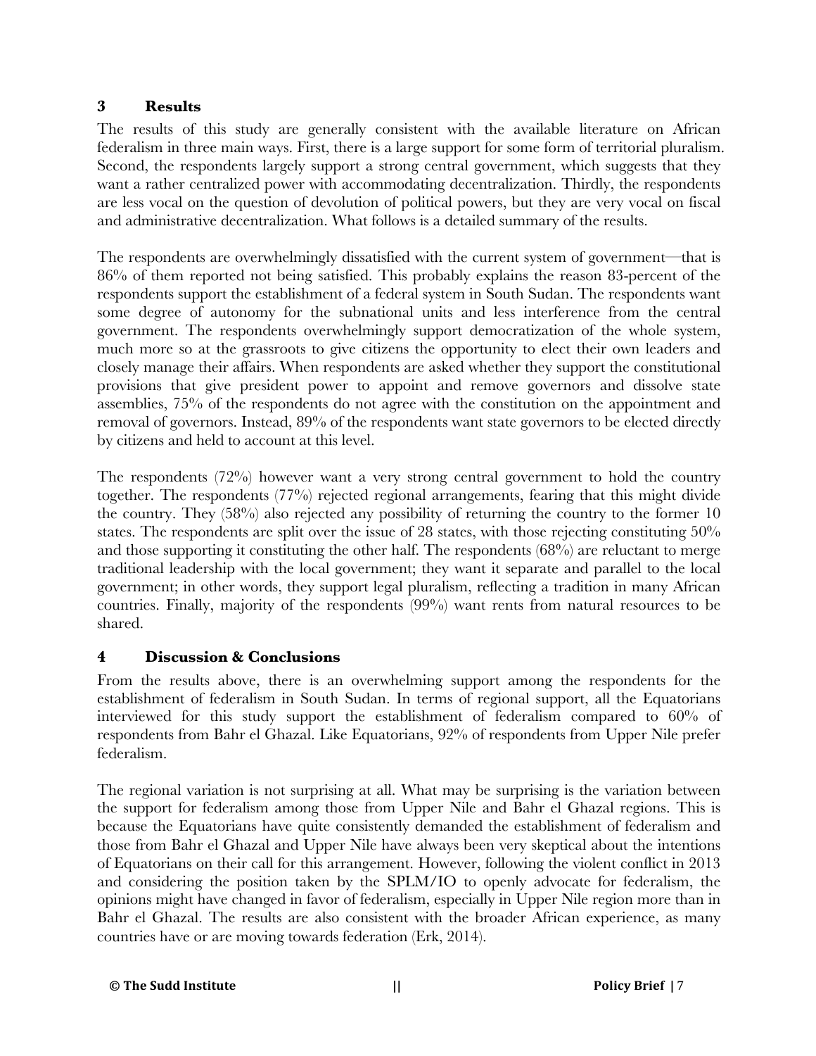## 3 Results

The results of this study are generally consistent with the available literature on African federalism in three main ways. First, there is a large support for some form of territorial pluralism. Second, the respondents largely support a strong central government, which suggests that they want a rather centralized power with accommodating decentralization. Thirdly, the respondents are less vocal on the question of devolution of political powers, but they are very vocal on fiscal and administrative decentralization. What follows is a detailed summary of the results.

The respondents are overwhelmingly dissatisfied with the current system of government—that is 86% of them reported not being satisfied. This probably explains the reason 83-percent of the respondents support the establishment of a federal system in South Sudan. The respondents want some degree of autonomy for the subnational units and less interference from the central government. The respondents overwhelmingly support democratization of the whole system, much more so at the grassroots to give citizens the opportunity to elect their own leaders and closely manage their affairs. When respondents are asked whether they support the constitutional provisions that give president power to appoint and remove governors and dissolve state assemblies, 75% of the respondents do not agree with the constitution on the appointment and removal of governors. Instead, 89% of the respondents want state governors to be elected directly by citizens and held to account at this level.

The respondents (72%) however want a very strong central government to hold the country together. The respondents (77%) rejected regional arrangements, fearing that this might divide the country. They (58%) also rejected any possibility of returning the country to the former 10 states. The respondents are split over the issue of 28 states, with those rejecting constituting 50% and those supporting it constituting the other half. The respondents (68%) are reluctant to merge traditional leadership with the local government; they want it separate and parallel to the local government; in other words, they support legal pluralism, reflecting a tradition in many African countries. Finally, majority of the respondents (99%) want rents from natural resources to be shared.

## 4 Discussion & Conclusions

From the results above, there is an overwhelming support among the respondents for the establishment of federalism in South Sudan. In terms of regional support, all the Equatorians interviewed for this study support the establishment of federalism compared to 60% of respondents from Bahr el Ghazal. Like Equatorians, 92% of respondents from Upper Nile prefer federalism.

The regional variation is not surprising at all. What may be surprising is the variation between the support for federalism among those from Upper Nile and Bahr el Ghazal regions. This is because the Equatorians have quite consistently demanded the establishment of federalism and those from Bahr el Ghazal and Upper Nile have always been very skeptical about the intentions of Equatorians on their call for this arrangement. However, following the violent conflict in 2013 and considering the position taken by the SPLM/IO to openly advocate for federalism, the opinions might have changed in favor of federalism, especially in Upper Nile region more than in Bahr el Ghazal. The results are also consistent with the broader African experience, as many countries have or are moving towards federation (Erk, 2014).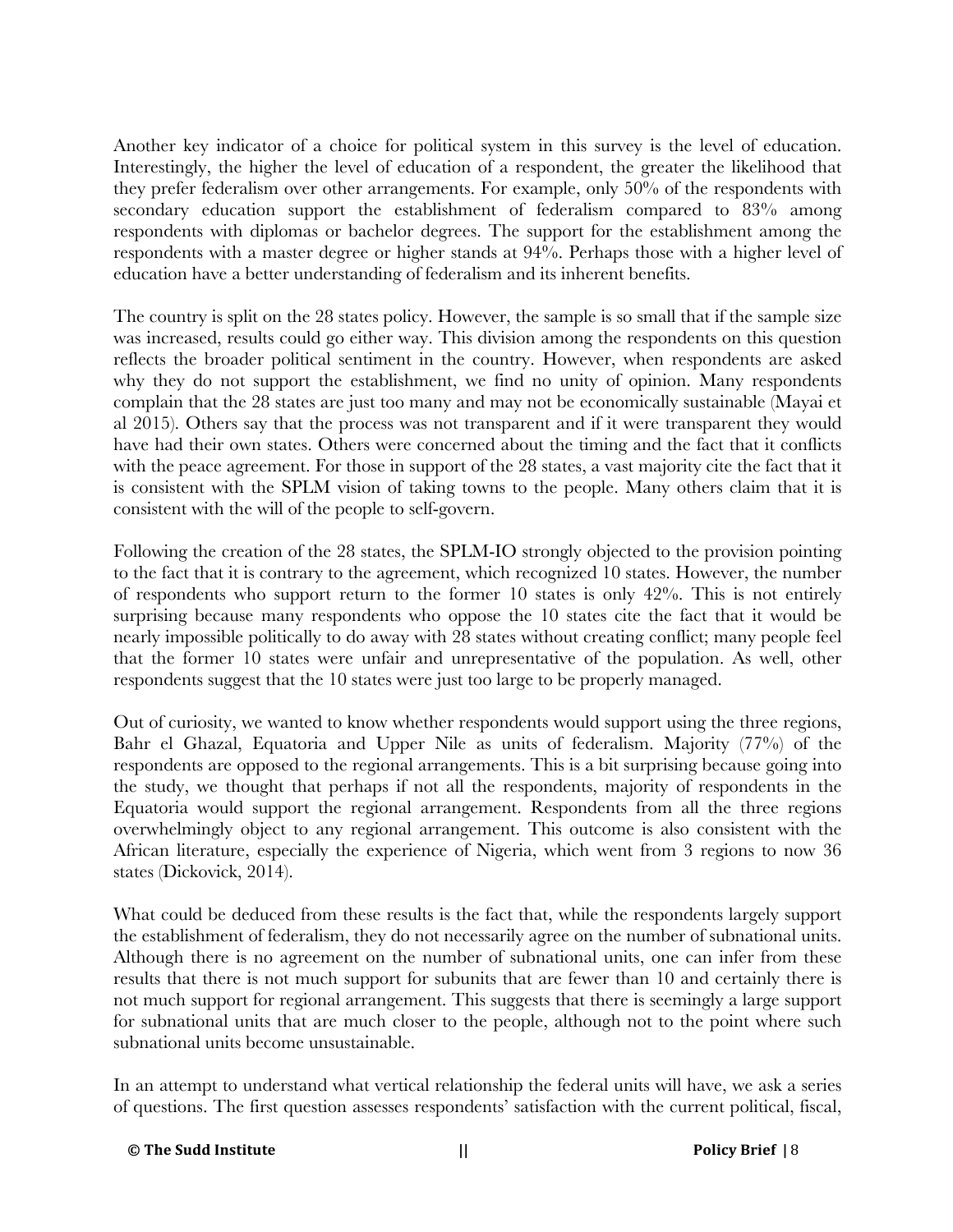Another key indicator of a choice for political system in this survey is the level of education. Interestingly, the higher the level of education of a respondent, the greater the likelihood that they prefer federalism over other arrangements. For example, only 50% of the respondents with secondary education support the establishment of federalism compared to 83% among respondents with diplomas or bachelor degrees. The support for the establishment among the respondents with a master degree or higher stands at 94%. Perhaps those with a higher level of education have a better understanding of federalism and its inherent benefits.

The country is split on the 28 states policy. However, the sample is so small that if the sample size was increased, results could go either way. This division among the respondents on this question reflects the broader political sentiment in the country. However, when respondents are asked why they do not support the establishment, we find no unity of opinion. Many respondents complain that the 28 states are just too many and may not be economically sustainable (Mayai et al 2015). Others say that the process was not transparent and if it were transparent they would have had their own states. Others were concerned about the timing and the fact that it conflicts with the peace agreement. For those in support of the 28 states, a vast majority cite the fact that it is consistent with the SPLM vision of taking towns to the people. Many others claim that it is consistent with the will of the people to self-govern.

Following the creation of the 28 states, the SPLM-IO strongly objected to the provision pointing to the fact that it is contrary to the agreement, which recognized 10 states. However, the number of respondents who support return to the former 10 states is only 42%. This is not entirely surprising because many respondents who oppose the 10 states cite the fact that it would be nearly impossible politically to do away with 28 states without creating conflict; many people feel that the former 10 states were unfair and unrepresentative of the population. As well, other respondents suggest that the 10 states were just too large to be properly managed.

Out of curiosity, we wanted to know whether respondents would support using the three regions, Bahr el Ghazal, Equatoria and Upper Nile as units of federalism. Majority (77%) of the respondents are opposed to the regional arrangements. This is a bit surprising because going into the study, we thought that perhaps if not all the respondents, majority of respondents in the Equatoria would support the regional arrangement. Respondents from all the three regions overwhelmingly object to any regional arrangement. This outcome is also consistent with the African literature, especially the experience of Nigeria, which went from 3 regions to now 36 states (Dickovick, 2014).

What could be deduced from these results is the fact that, while the respondents largely support the establishment of federalism, they do not necessarily agree on the number of subnational units. Although there is no agreement on the number of subnational units, one can infer from these results that there is not much support for subunits that are fewer than 10 and certainly there is not much support for regional arrangement. This suggests that there is seemingly a large support for subnational units that are much closer to the people, although not to the point where such subnational units become unsustainable.

In an attempt to understand what vertical relationship the federal units will have, we ask a series of questions. The first question assesses respondents' satisfaction with the current political, fiscal,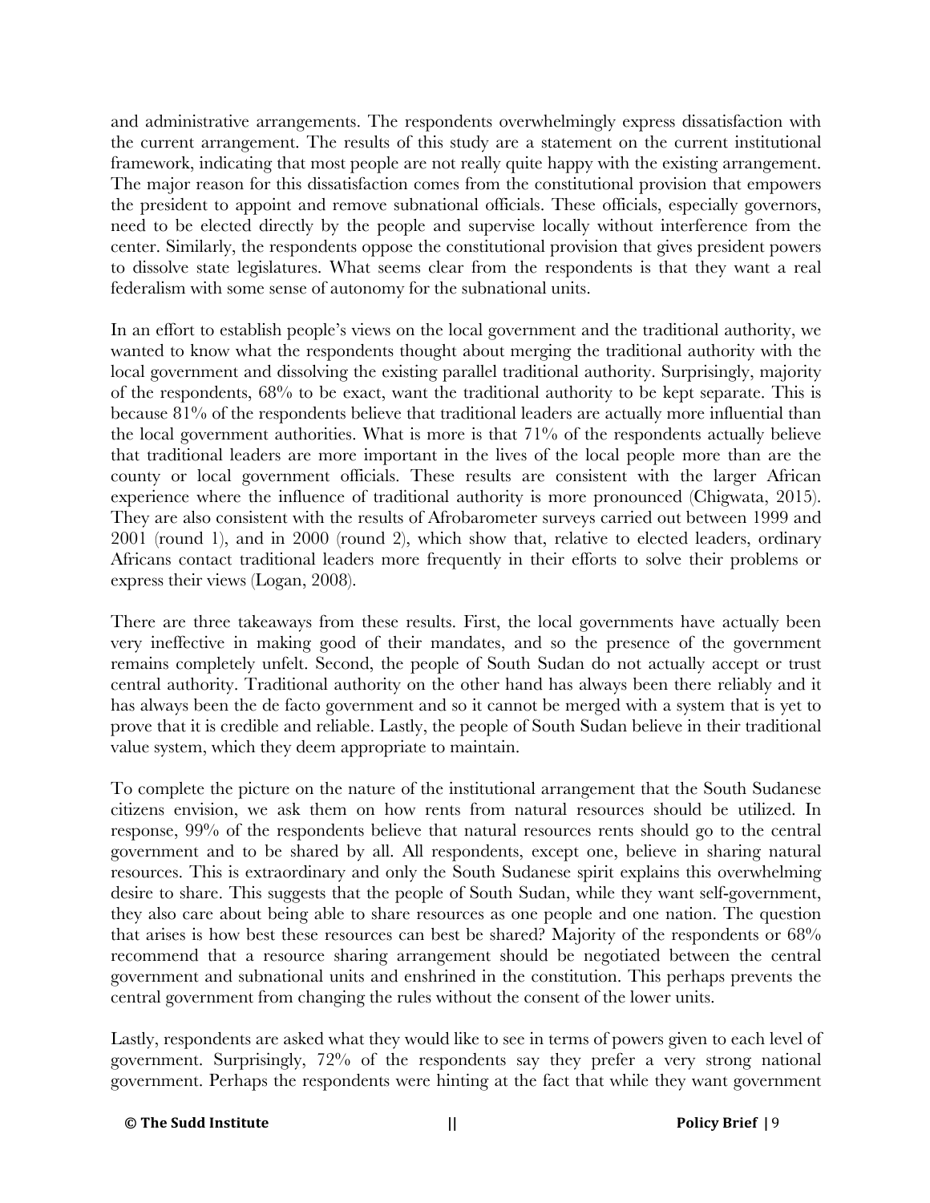and administrative arrangements. The respondents overwhelmingly express dissatisfaction with the current arrangement. The results of this study are a statement on the current institutional framework, indicating that most people are not really quite happy with the existing arrangement. The major reason for this dissatisfaction comes from the constitutional provision that empowers the president to appoint and remove subnational officials. These officials, especially governors, need to be elected directly by the people and supervise locally without interference from the center. Similarly, the respondents oppose the constitutional provision that gives president powers to dissolve state legislatures. What seems clear from the respondents is that they want a real federalism with some sense of autonomy for the subnational units.

In an effort to establish people's views on the local government and the traditional authority, we wanted to know what the respondents thought about merging the traditional authority with the local government and dissolving the existing parallel traditional authority. Surprisingly, majority of the respondents, 68% to be exact, want the traditional authority to be kept separate. This is because 81% of the respondents believe that traditional leaders are actually more influential than the local government authorities. What is more is that 71% of the respondents actually believe that traditional leaders are more important in the lives of the local people more than are the county or local government officials. These results are consistent with the larger African experience where the influence of traditional authority is more pronounced (Chigwata, 2015). They are also consistent with the results of Afrobarometer surveys carried out between 1999 and 2001 (round 1), and in 2000 (round 2), which show that, relative to elected leaders, ordinary Africans contact traditional leaders more frequently in their efforts to solve their problems or express their views (Logan, 2008).

There are three takeaways from these results. First, the local governments have actually been very ineffective in making good of their mandates, and so the presence of the government remains completely unfelt. Second, the people of South Sudan do not actually accept or trust central authority. Traditional authority on the other hand has always been there reliably and it has always been the de facto government and so it cannot be merged with a system that is yet to prove that it is credible and reliable. Lastly, the people of South Sudan believe in their traditional value system, which they deem appropriate to maintain.

To complete the picture on the nature of the institutional arrangement that the South Sudanese citizens envision, we ask them on how rents from natural resources should be utilized. In response, 99% of the respondents believe that natural resources rents should go to the central government and to be shared by all. All respondents, except one, believe in sharing natural resources. This is extraordinary and only the South Sudanese spirit explains this overwhelming desire to share. This suggests that the people of South Sudan, while they want self-government, they also care about being able to share resources as one people and one nation. The question that arises is how best these resources can best be shared? Majority of the respondents or 68% recommend that a resource sharing arrangement should be negotiated between the central government and subnational units and enshrined in the constitution. This perhaps prevents the central government from changing the rules without the consent of the lower units.

Lastly, respondents are asked what they would like to see in terms of powers given to each level of government. Surprisingly, 72% of the respondents say they prefer a very strong national government. Perhaps the respondents were hinting at the fact that while they want government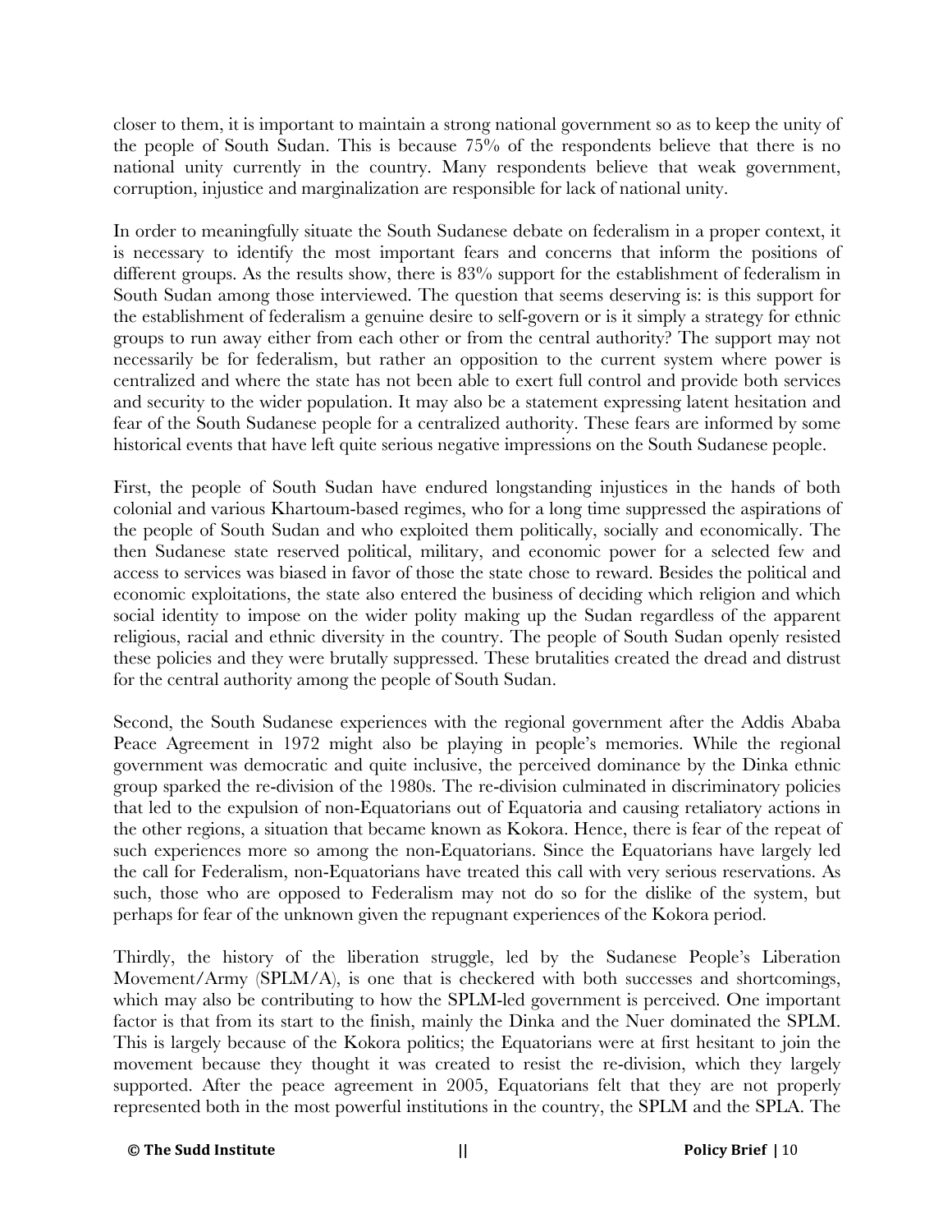closer to them, it is important to maintain a strong national government so as to keep the unity of the people of South Sudan. This is because 75% of the respondents believe that there is no national unity currently in the country. Many respondents believe that weak government, corruption, injustice and marginalization are responsible for lack of national unity.

In order to meaningfully situate the South Sudanese debate on federalism in a proper context, it is necessary to identify the most important fears and concerns that inform the positions of different groups. As the results show, there is 83% support for the establishment of federalism in South Sudan among those interviewed. The question that seems deserving is: is this support for the establishment of federalism a genuine desire to self-govern or is it simply a strategy for ethnic groups to run away either from each other or from the central authority? The support may not necessarily be for federalism, but rather an opposition to the current system where power is centralized and where the state has not been able to exert full control and provide both services and security to the wider population. It may also be a statement expressing latent hesitation and fear of the South Sudanese people for a centralized authority. These fears are informed by some historical events that have left quite serious negative impressions on the South Sudanese people.

First, the people of South Sudan have endured longstanding injustices in the hands of both colonial and various Khartoum-based regimes, who for a long time suppressed the aspirations of the people of South Sudan and who exploited them politically, socially and economically. The then Sudanese state reserved political, military, and economic power for a selected few and access to services was biased in favor of those the state chose to reward. Besides the political and economic exploitations, the state also entered the business of deciding which religion and which social identity to impose on the wider polity making up the Sudan regardless of the apparent religious, racial and ethnic diversity in the country. The people of South Sudan openly resisted these policies and they were brutally suppressed. These brutalities created the dread and distrust for the central authority among the people of South Sudan.

Second, the South Sudanese experiences with the regional government after the Addis Ababa Peace Agreement in 1972 might also be playing in people's memories. While the regional government was democratic and quite inclusive, the perceived dominance by the Dinka ethnic group sparked the re-division of the 1980s. The re-division culminated in discriminatory policies that led to the expulsion of non-Equatorians out of Equatoria and causing retaliatory actions in the other regions, a situation that became known as Kokora. Hence, there is fear of the repeat of such experiences more so among the non-Equatorians. Since the Equatorians have largely led the call for Federalism, non-Equatorians have treated this call with very serious reservations. As such, those who are opposed to Federalism may not do so for the dislike of the system, but perhaps for fear of the unknown given the repugnant experiences of the Kokora period.

Thirdly, the history of the liberation struggle, led by the Sudanese People's Liberation Movement/Army (SPLM/A), is one that is checkered with both successes and shortcomings, which may also be contributing to how the SPLM-led government is perceived. One important factor is that from its start to the finish, mainly the Dinka and the Nuer dominated the SPLM. This is largely because of the Kokora politics; the Equatorians were at first hesitant to join the movement because they thought it was created to resist the re-division, which they largely supported. After the peace agreement in 2005, Equatorians felt that they are not properly represented both in the most powerful institutions in the country, the SPLM and the SPLA. The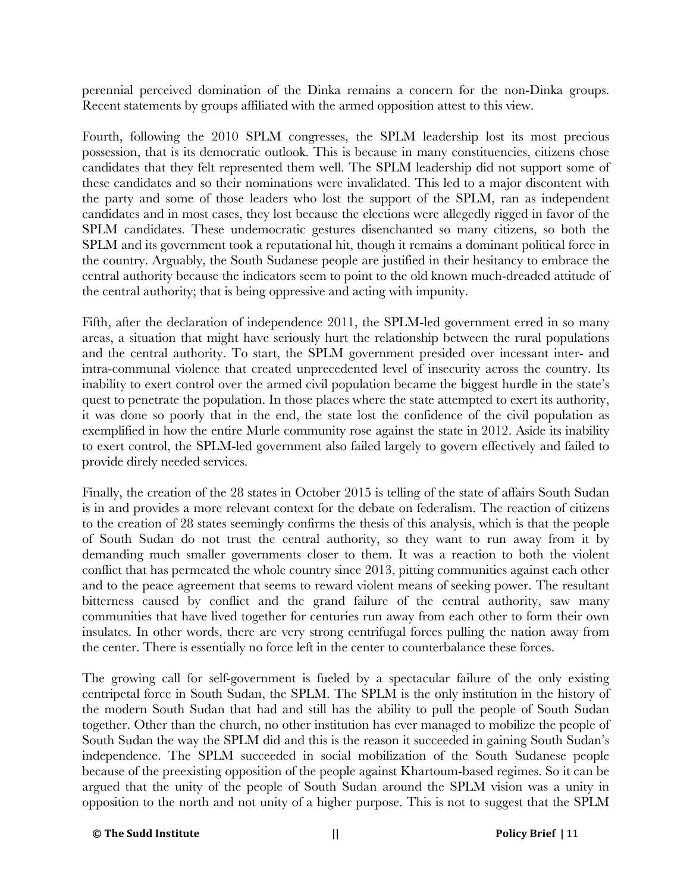perennial perceived domination of the Dinka remains a concern for the non-Dinka groups. Recent statements by groups affiliated with the armed opposition attest to this view.

Fourth, following the 2010 SPLM congresses, the SPLM leadership lost its most precious possession, that is its democratic outlook. This is because in many constituencies, citizens chose candidates that they felt represented them well. The SPLM leadership did not support some of these candidates and so their nominations were invalidated. This led to a major discontent with the party and some of those leaders who lost the support of the SPLM, ran as independent candidates and in most cases, they lost because the elections were allegedly rigged in favor of the SPLM candidates. These undemocratic gestures disenchanted so many citizens, so both the SPLM and its government took a reputational hit, though it remains a dominant political force in the country. Arguably, the South Sudanese people are justified in their hesitancy to embrace the central authority because the indicators seem to point to the old known much-dreaded attitude of the central authority; that is being oppressive and acting with impunity.

Fifth, after the declaration of independence 2011, the SPLM-led government erred in so many areas, a situation that might have seriously hurt the relationship between the rural populations and the central authority. To start, the SPLM government presided over incessant inter- and intra-communal violence that created unprecedented level of insecurity across the country. Its inability to exert control over the armed civil population became the biggest hurdle in the state's quest to penetrate the population. In those places where the state attempted to exert its authority, it was done so poorly that in the end, the state lost the confidence of the civil population as exemplified in how the entire Murle community rose against the state in 2012. Aside its inability to exert control, the SPLM-led government also failed largely to govern effectively and failed to provide direly needed services.

Finally, the creation of the 28 states in October 2015 is telling of the state of affairs South Sudan is in and provides a more relevant context for the debate on federalism. The reaction of citizens to the creation of 28 states seemingly confirms the thesis of this analysis, which is that the people of South Sudan do not trust the central authority, so they want to run away from it by demanding much smaller governments closer to them. It was a reaction to both the violent conflict that has permeated the whole country since 2013, pitting communities against each other and to the peace agreement that seems to reward violent means of seeking power. The resultant bitterness caused by conflict and the grand failure of the central authority, saw many communities that have lived together for centuries run away from each other to form their own insulates. In other words, there are very strong centrifugal forces pulling the nation away from the center. There is essentially no force left in the center to counterbalance these forces.

The growing call for self-government is fueled by a spectacular failure of the only existing centripetal force in South Sudan, the SPLM. The SPLM is the only institution in the history of the modern South Sudan that had and still has the ability to pull the people of South Sudan together. Other than the church, no other institution has ever managed to mobilize the people of South Sudan the way the SPLM did and this is the reason it succeeded in gaining South Sudan's independence. The SPLM succeeded in social mobilization of the South Sudanese people because of the preexisting opposition of the people against Khartoum-based regimes. So it can be argued that the unity of the people of South Sudan around the SPLM vision was a unity in opposition to the north and not unity of a higher purpose. This is not to suggest that the SPLM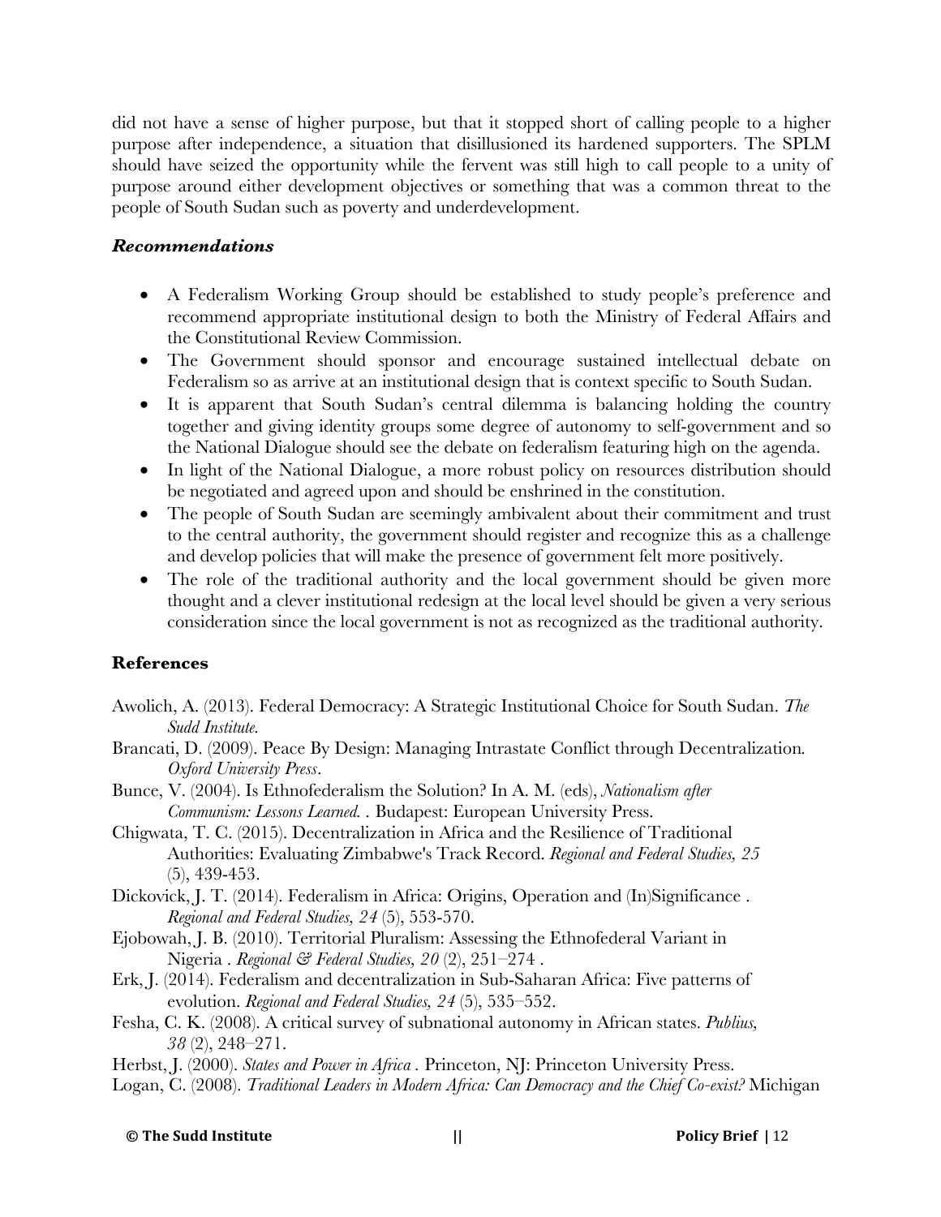did not have a sense of higher purpose, but that it stopped short of calling people to a higher purpose after independence, a situation that disillusioned its hardened supporters. The SPLM should have seized the opportunity while the fervent was still high to call people to a unity of purpose around either development objectives or something that was a common threat to the people of South Sudan such as poverty and underdevelopment.

### *Recommendations*

- A Federalism Working Group should be established to study people's preference and recommend appropriate institutional design to both the Ministry of Federal Affairs and the Constitutional Review Commission.
- The Government should sponsor and encourage sustained intellectual debate on Federalism so as arrive at an institutional design that is context specific to South Sudan.
- It is apparent that South Sudan's central dilemma is balancing holding the country together and giving identity groups some degree of autonomy to self-government and so the National Dialogue should see the debate on federalism featuring high on the agenda.
- In light of the National Dialogue, a more robust policy on resources distribution should be negotiated and agreed upon and should be enshrined in the constitution.
- The people of South Sudan are seemingly ambivalent about their commitment and trust to the central authority, the government should register and recognize this as a challenge and develop policies that will make the presence of government felt more positively.
- The role of the traditional authority and the local government should be given more thought and a clever institutional redesign at the local level should be given a very serious consideration since the local government is not as recognized as the traditional authority.

### **References**

Awolich, A. (2013). Federal Democracy: A Strategic Institutional Choice for South Sudan. *The Sudd Institute.*

Brancati, D. (2009). Peace By Design: Managing Intrastate Conflict through Decentralization*.* *Oxford University Press*.

Bunce, V. (2004). Is Ethnofederalism the Solution? In A. M. (eds), *Nationalism after Communism: Lessons Learned.* . Budapest: European University Press.

Chigwata, T. C. (2015). Decentralization in Africa and the Resilience of Traditional Authorities: Evaluating Zimbabwe's Track Record. *Regional and Federal Studies, 25* (5), 439-453.

Dickovick, J. T. (2014). Federalism in Africa: Origins, Operation and (In)Significance . *Regional and Federal Studies, 24* (5), 553-570.

Ejobowah, J. B. (2010). Territorial Pluralism: Assessing the Ethnofederal Variant in Nigeria . *Regional & Federal Studies, 20* (2), 251–274 .

Erk, J. (2014). Federalism and decentralization in Sub-Saharan Africa: Five patterns of evolution. *Regional and Federal Studies, 24* (5), 535–552.

Fesha, C. K. (2008). A critical survey of subnational autonomy in African states. *Publius, 38* (2), 248–271.

Herbst, J. (2000). *States and Power in Africa* . Princeton, NJ: Princeton University Press.

Logan, C. (2008). *Traditional Leaders in Modern Africa: Can Democracy and the Chief Co-exist?* Michigan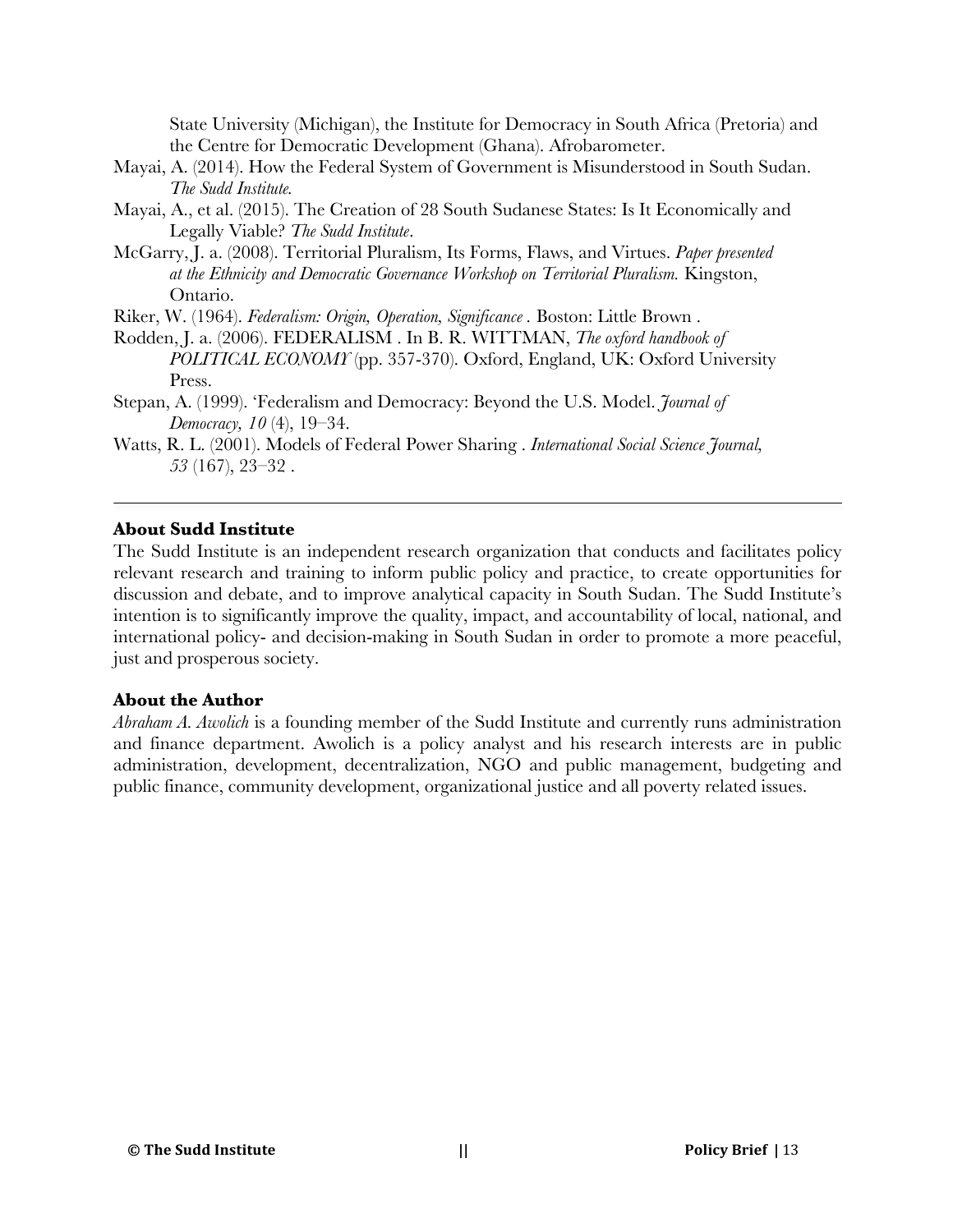State University (Michigan), the Institute for Democracy in South Africa (Pretoria) and the Centre for Democratic Development (Ghana). Afrobarometer.

Mayai, A. (2014). How the Federal System of Government is Misunderstood in South Sudan. *The Sudd Institute.*

Mayai, A., et al. (2015). The Creation of 28 South Sudanese States: Is It Economically and Legally Viable? *The Sudd Institute*.

McGarry, J. a. (2008). Territorial Pluralism, Its Forms, Flaws, and Virtues. *Paper presented at the Ethnicity and Democratic Governance Workshop on Territorial Pluralism.* Kingston, Ontario.

Riker, W. (1964). *Federalism: Origin, Operation, Significance* . Boston: Little Brown .

Rodden, J. a. (2006). FEDERALISM . In B. R. WITTMAN, *The oxford handbook of POLITICAL ECONOMY* (pp. 357-370). Oxford, England, UK: Oxford University Press.

Stepan, A. (1999). 'Federalism and Democracy: Beyond the U.S. Model. *Journal of Democracy, 10* (4), 19–34.

Watts, R. L. (2001). Models of Federal Power Sharing . *International Social Science Journal, 53* (167), 23–32 .

---

### About Sudd Institute

The Sudd Institute is an independent research organization that conducts and facilitates policy relevant research and training to inform public policy and practice, to create opportunities for discussion and debate, and to improve analytical capacity in South Sudan. The Sudd Institute's intention is to significantly improve the quality, impact, and accountability of local, national, and international policy- and decision-making in South Sudan in order to promote a more peaceful, just and prosperous society.

### About the Author

*Abraham A. Awolich* is a founding member of the Sudd Institute and currently runs administration and finance department. Awolich is a policy analyst and his research interests are in public administration, development, decentralization, NGO and public management, budgeting and public finance, community development, organizational justice and all poverty related issues.